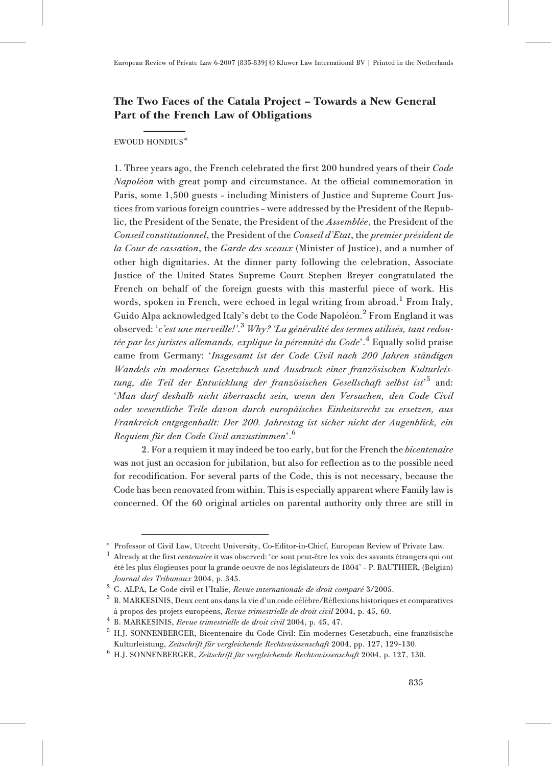# The Two Faces of the Catala Project – Towards a New General Part of the French Law of Obligations

EWOUD HONDIUS*

1. Three years ago, the French celebrated the first 200 hundred years of their *Code Napoléon* with great pomp and circumstance. At the official commemoration in Paris, some 1,500 guests – including Ministers of Justice and Supreme Court Justices from various foreign countries – were addressed by the President of the Republic, the President of the Senate, the President of the *Assemblée*, the President of the *Conseil constitutionnel*, the President of the *Conseil d'Etat*, the *premier président de la Cour de cassation*, the *Garde des sceaux* (Minister of Justice), and a number of other high dignitaries. At the dinner party following the celebration, Associate Justice of the United States Supreme Court Stephen Breyer congratulated the French on behalf of the foreign guests with this masterful piece of work. His words, spoken in French, were echoed in legal writing from abroad.[1] From Italy, Guido Alpa acknowledged Italy's debt to the Code Napoléon.[2] From England it was observed: '*c'est une merveille!*'.[3] *Why? 'La généralité des termes utilisés, tant redoutée par les juristes allemands, explique la pérennité du Code*'.[4] Equally solid praise came from Germany: '*Insgesamt ist der Code Civil nach 200 Jahren ständigen Wandels ein modernes Gesetzbuch und Ausdruck einer französischen Kulturleistung, die Teil der Entwicklung der französischen Gesellschaft selbst ist*'[5] and: '*Man darf deshalb nicht überrascht sein, wenn den Versuchen, den Code Civil oder wesentliche Teile davon durch europäisches Einheitsrecht zu ersetzen, aus Frankreich entgegenhallt: Der 200. Jahrestag ist sicher nicht der Augenblick, ein Requiem für den Code Civil anzustimmen*'.[6]

2. For a requiem it may indeed be too early, but for the French the *bicentenaire* was not just an occasion for jubilation, but also for reflection as to the possible need for recodification. For several parts of the Code, this is not necessary, because the Code has been renovated from within. This is especially apparent where Family law is concerned. Of the 60 original articles on parental authority only three are still in

---

\* Professor of Civil Law, Utrecht University, Co-Editor-in-Chief, European Review of Private Law.

[1] Already at the first *centenaire* it was observed: 'ce sont peut-être les voix des savants étrangers qui ont été les plus élogieuses pour la grande oeuvre de nos législateurs de 1804' – P. BAUTHIER, (Belgian) *Journal des Tribunaux* 2004, p. 345.

[2] G. ALPA, Le Code civil et l'Italie, *Revue internationale de droit comparé* 3/2005.

[3] B. MARKESINIS, Deux cent ans dans la vie d'un code célèbre/Réflexions historiques et comparatives à propos des projets européens, *Revue trimestrielle de droit civil* 2004, p. 45, 60.

[4] B. MARKESINIS, *Revue trimestrielle de droit civil* 2004, p. 45, 47.

[5] H.J. SONNENBERGER, Bicentenaire du Code Civil: Ein modernes Gesetzbuch, eine französische Kulturleistung, *Zeitschrift für vergleichende Rechtswissenschaft* 2004, pp. 127, 129-130.

[6] H.J. SONNENBERGER, *Zeitschrift für vergleichende Rechtswissenschaft* 2004, p. 127, 130.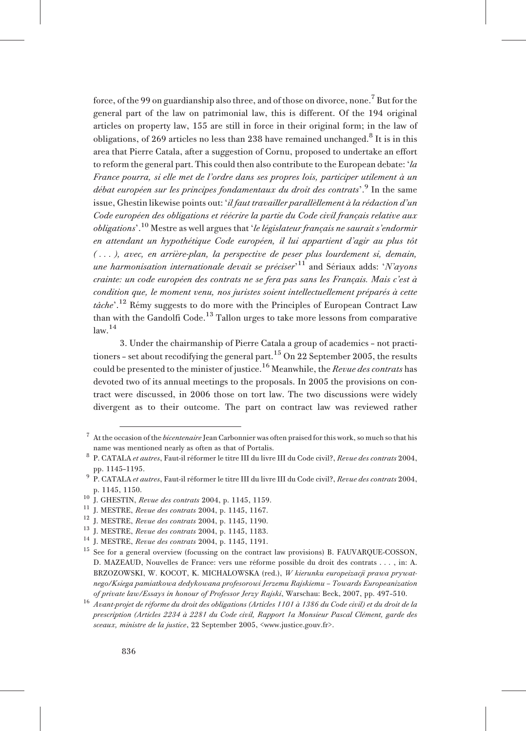force, of the 99 on guardianship also three, and of those on divorce, none.[7] But for the general part of the law on patrimonial law, this is different. Of the 194 original articles on property law, 155 are still in force in their original form; in the law of obligations, of 269 articles no less than 238 have remained unchanged.[8] It is in this area that Pierre Catala, after a suggestion of Cornu, proposed to undertake an effort to reform the general part. This could then also contribute to the European debate: '*la France pourra, si elle met de l'ordre dans ses propres lois, participer utilement à un débat européen sur les principes fondamentaux du droit des contrats*'.[9] In the same issue, Ghestin likewise points out: '*il faut travailler parallèllement à la rédaction d'un Code européen des obligations et réécrire la partie du Code civil français relative aux obligations*'.[10] Mestre as well argues that '*le législateur français ne saurait s'endormir en attendant un hypothétique Code européen, il lui appartient d'agir au plus tôt (...), avec, en arrière-plan, la perspective de peser plus lourdement si, demain, une harmonisation internationale devait se préciser*'[11] and Sériaux adds: '*N'ayons crainte: un code européen des contrats ne se fera pas sans les Français. Mais c'est à condition que, le moment venu, nos juristes soient intellectuellement préparés à cette tâche*'.[12] Rémy suggests to do more with the Principles of European Contract Law than with the Gandolfi Code.[13] Tallon urges to take more lessons from comparative law.[14]

3. Under the chairmanship of Pierre Catala a group of academics – not practitioners – set about recodifying the general part.[15] On 22 September 2005, the results could be presented to the minister of justice.[16] Meanwhile, the *Revue des contrats* has devoted two of its annual meetings to the proposals. In 2005 the provisions on contract were discussed, in 2006 those on tort law. The two discussions were widely divergent as to their outcome. The part on contract law was reviewed rather

---

[7] At the occasion of the *bicentenaire* Jean Carbonnier was often praised for this work, so much so that his name was mentioned nearly as often as that of Portalis.

[8] P. CATALA *et autres*, Faut-il réformer le titre III du livre III du Code civil?, *Revue des contrats* 2004, pp. 1145–1195.

[9] P. CATALA *et autres*, Faut-il réformer le titre III du livre III du Code civil?, *Revue des contrats* 2004, p. 1145, 1150.

[10] J. GHESTIN, *Revue des contrats* 2004, p. 1145, 1159.

[11] J. MESTRE, *Revue des contrats* 2004, p. 1145, 1167.

[12] J. MESTRE, *Revue des contrats* 2004, p. 1145, 1190.

[13] J. MESTRE, *Revue des contrats* 2004, p. 1145, 1183.

[14] J. MESTRE, *Revue des contrats* 2004, p. 1145, 1191.

[15] See for a general overview (focussing on the contract law provisions) B. FAUVARQUE-COSSON, D. MAZEAUD, Nouvelles de France: vers une réforme possible du droit des contrats . . . , in: A. BRZOZOWSKI, W. KOCOT, K. MICHALOWSKA (red.), *W kierunku europeizacji prawa prywatnego/Ksiega pamiatkowa dedykowana profesorowi Jerzemu Rajskiemu – Towards Europeanization of private law/Essays in honour of Professor Jerzy Rajski*, Warschau: Beck, 2007, pp. 497–510.

[16] *Avant-projet de réforme du droit des obligations (Articles 1101 à 1386 du Code civil) et du droit de la prescription (Articles 2234 à 2281 du Code civil, Rapport 1a Monsieur Pascal Clément, garde des sceaux, ministre de la justice*, 22 September 2005, <www.justice.gouv.fr>.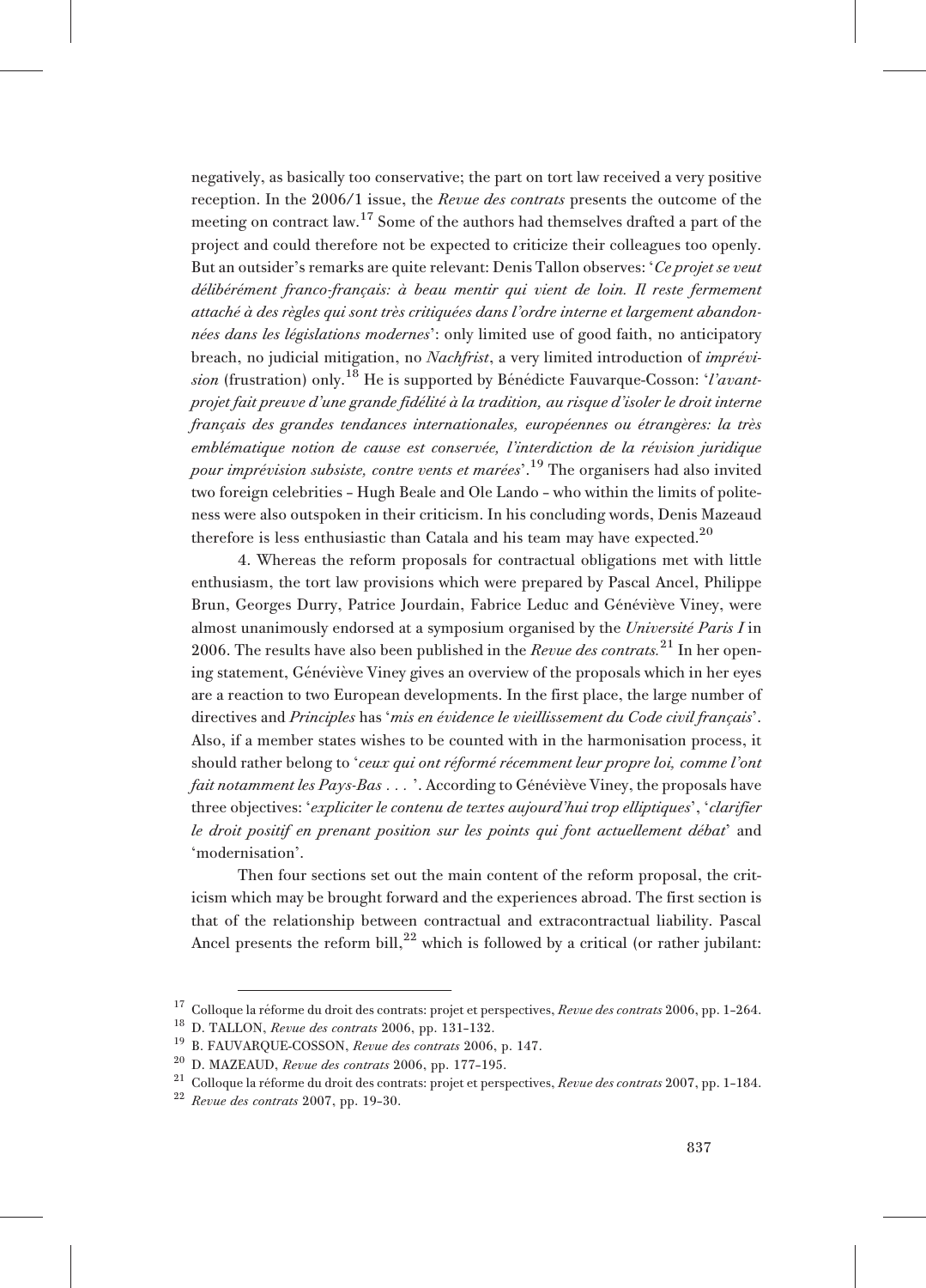negatively, as basically too conservative; the part on tort law received a very positive reception. In the 2006/1 issue, the *Revue des contrats* presents the outcome of the meeting on contract law.[17] Some of the authors had themselves drafted a part of the project and could therefore not be expected to criticize their colleagues too openly. But an outsider's remarks are quite relevant: Denis Tallon observes: '*Ce projet se veut délibérément franco-français: à beau mentir qui vient de loin. Il reste fermement attaché à des règles qui sont très critiquées dans l'ordre interne et largement abandonnées dans les législations modernes*': only limited use of good faith, no anticipatory breach, no judicial mitigation, no *Nachfrist*, a very limited introduction of *imprévision* (frustration) only.[18] He is supported by Bénédicte Fauvarque-Cosson: '*l'avant-projet fait preuve d'une grande fidélité à la tradition, au risque d'isoler le droit interne français des grandes tendances internationales, européennes ou étrangères: la très emblématique notion de cause est conservée, l'interdiction de la révision juridique pour imprévision subsiste, contre vents et marées*'.[19] The organisers had also invited two foreign celebrities – Hugh Beale and Ole Lando – who within the limits of politeness were also outspoken in their criticism. In his concluding words, Denis Mazeaud therefore is less enthusiastic than Catala and his team may have expected.[20]

4. Whereas the reform proposals for contractual obligations met with little enthusiasm, the tort law provisions which were prepared by Pascal Ancel, Philippe Brun, Georges Durry, Patrice Jourdain, Fabrice Leduc and Généviève Viney, were almost unanimously endorsed at a symposium organised by the *Université Paris I* in 2006. The results have also been published in the *Revue des contrats.*[21] In her opening statement, Généviève Viney gives an overview of the proposals which in her eyes are a reaction to two European developments. In the first place, the large number of directives and *Principles* has '*mis en évidence le vieillissement du Code civil français*'. Also, if a member states wishes to be counted with in the harmonisation process, it should rather belong to '*ceux qui ont réformé récemment leur propre loi, comme l'ont fait notamment les Pays-Bas . . .* '. According to Généviève Viney, the proposals have three objectives: '*expliciter le contenu de textes aujourd'hui trop elliptiques*', '*clarifier le droit positif en prenant position sur les points qui font actuellement débat*' and 'modernisation'.

Then four sections set out the main content of the reform proposal, the criticism which may be brought forward and the experiences abroad. The first section is that of the relationship between contractual and extracontractual liability. Pascal Ancel presents the reform bill,[22] which is followed by a critical (or rather jubilant:

---

[17] Colloque la réforme du droit des contrats: projet et perspectives, *Revue des contrats* 2006, pp. 1–264.

[18] D. TALLON, *Revue des contrats* 2006, pp. 131–132.

[19] B. FAUVARQUE-COSSON, *Revue des contrats* 2006, p. 147.

[20] D. MAZEAUD, *Revue des contrats* 2006, pp. 177–195.

[21] Colloque la réforme du droit des contrats: projet et perspectives, *Revue des contrats* 2007, pp. 1–184.

[22] *Revue des contrats* 2007, pp. 19–30.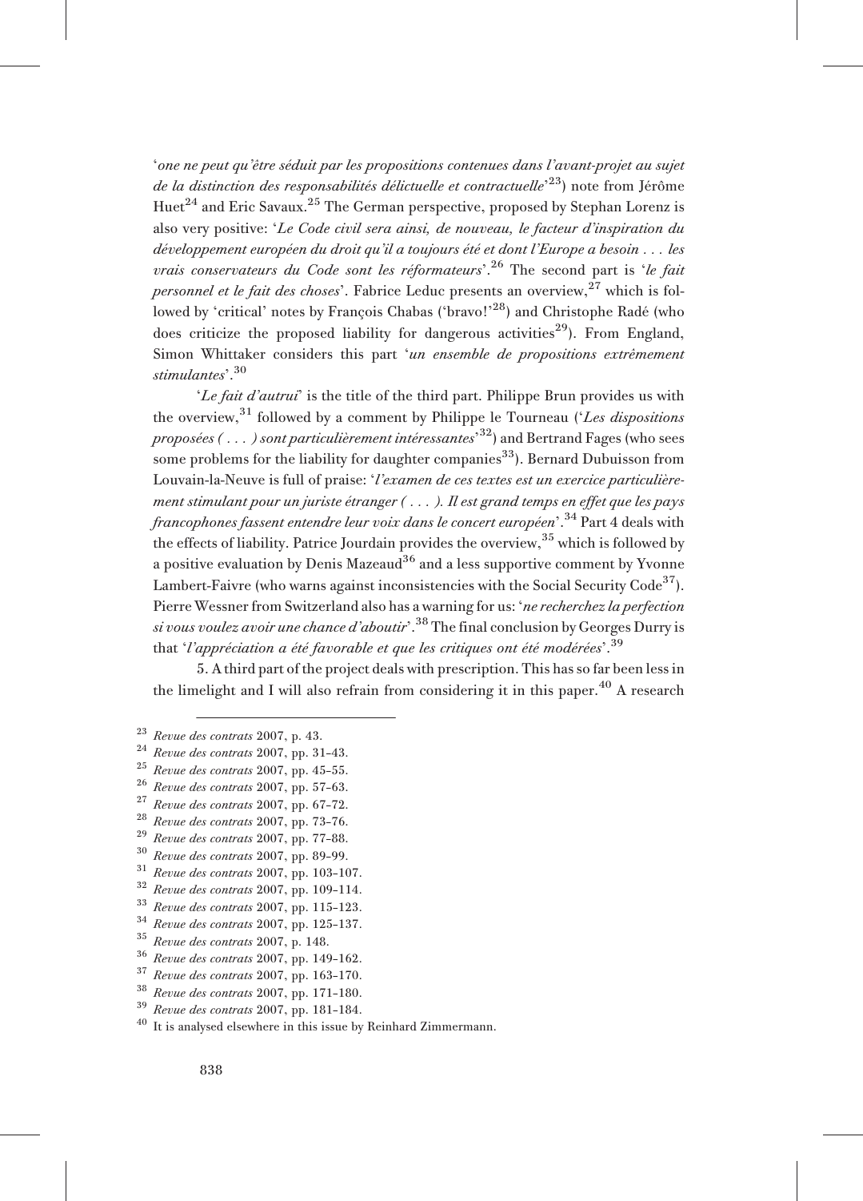'*one ne peut qu'être séduit par les propositions contenues dans l'avant-projet au sujet de la distinction des responsabilités délictuelle et contractuelle*'[23]) note from Jérôme Huet[24] and Eric Savaux.[25] The German perspective, proposed by Stephan Lorenz is also very positive: '*Le Code civil sera ainsi, de nouveau, le facteur d'inspiration du développement européen du droit qu'il a toujours été et dont l'Europe a besoin . . . les vrais conservateurs du Code sont les réformateurs*'.[26] The second part is '*le fait personnel et le fait des choses*'. Fabrice Leduc presents an overview,[27] which is followed by 'critical' notes by François Chabas ('bravo!'[28]) and Christophe Radé (who does criticize the proposed liability for dangerous activities[29]). From England, Simon Whittaker considers this part '*un ensemble de propositions extrêmement stimulantes*'.[30]

'*Le fait d'autrui*' is the title of the third part. Philippe Brun provides us with the overview,[31] followed by a comment by Philippe le Tourneau ('*Les dispositions proposées ( . . . ) sont particulièrement intéressantes*'[32]) and Bertrand Fages (who sees some problems for the liability for daughter companies[33]). Bernard Dubuisson from Louvain-la-Neuve is full of praise: '*l'examen de ces textes est un exercice particulièrement stimulant pour un juriste étranger ( . . . ). Il est grand temps en effet que les pays francophones fassent entendre leur voix dans le concert européen*'.[34] Part 4 deals with the effects of liability. Patrice Jourdain provides the overview,[35] which is followed by a positive evaluation by Denis Mazeaud[36] and a less supportive comment by Yvonne Lambert-Faivre (who warns against inconsistencies with the Social Security Code[37]). Pierre Wessner from Switzerland also has a warning for us: '*ne recherchez la perfection si vous voulez avoir une chance d'aboutir*'.[38] The final conclusion by Georges Durry is that '*l'appréciation a été favorable et que les critiques ont été modérées*'.[39]

5. A third part of the project deals with prescription. This has so far been less in the limelight and I will also refrain from considering it in this paper.[40] A research

---

[23] *Revue des contrats* 2007, p. 43.

[24] *Revue des contrats* 2007, pp. 31-43.

[25] *Revue des contrats* 2007, pp. 45-55.

[26] *Revue des contrats* 2007, pp. 57-63.

[27] *Revue des contrats* 2007, pp. 67-72.

[28] *Revue des contrats* 2007, pp. 73-76.

[29] *Revue des contrats* 2007, pp. 77-88.

[30] *Revue des contrats* 2007, pp. 89-99.

[31] *Revue des contrats* 2007, pp. 103-107.

[32] *Revue des contrats* 2007, pp. 109-114.

[33] *Revue des contrats* 2007, pp. 115-123.

[34] *Revue des contrats* 2007, pp. 125-137.

[35] *Revue des contrats* 2007, p. 148.

[36] *Revue des contrats* 2007, pp. 149-162.

[37] *Revue des contrats* 2007, pp. 163-170.

[38] *Revue des contrats* 2007, pp. 171-180.

[39] *Revue des contrats* 2007, pp. 181-184.

[40] It is analysed elsewhere in this issue by Reinhard Zimmermann.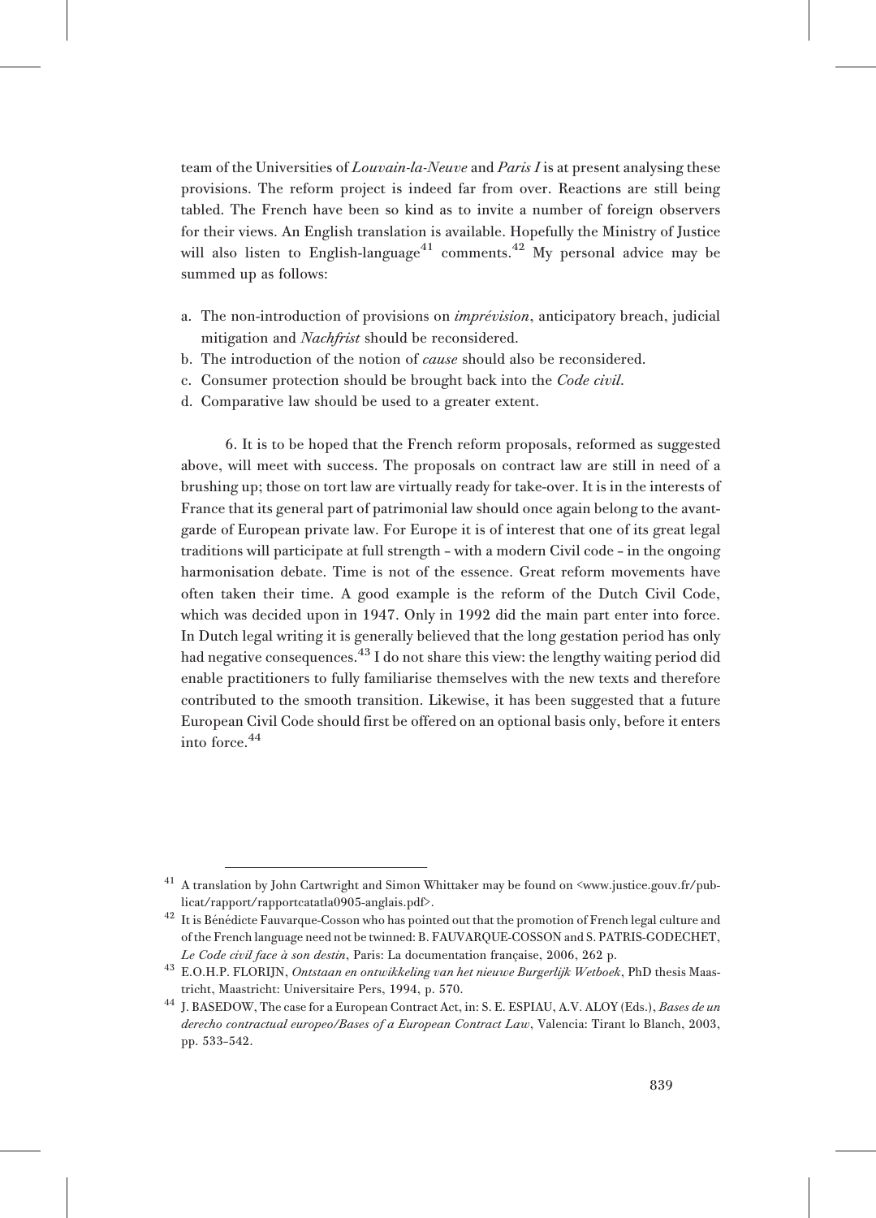team of the Universities of *Louvain-la-Neuve* and *Paris I* is at present analysing these provisions. The reform project is indeed far from over. Reactions are still being tabled. The French have been so kind as to invite a number of foreign observers for their views. An English translation is available. Hopefully the Ministry of Justice will also listen to English-language[41] comments.[42] My personal advice may be summed up as follows:

a. The non-introduction of provisions on *imprévision*, anticipatory breach, judicial mitigation and *Nachfrist* should be reconsidered.
b. The introduction of the notion of *cause* should also be reconsidered.
c. Consumer protection should be brought back into the *Code civil*.
d. Comparative law should be used to a greater extent.

6. It is to be hoped that the French reform proposals, reformed as suggested above, will meet with success. The proposals on contract law are still in need of a brushing up; those on tort law are virtually ready for take-over. It is in the interests of France that its general part of patrimonial law should once again belong to the avant-garde of European private law. For Europe it is of interest that one of its great legal traditions will participate at full strength – with a modern Civil code – in the ongoing harmonisation debate. Time is not of the essence. Great reform movements have often taken their time. A good example is the reform of the Dutch Civil Code, which was decided upon in 1947. Only in 1992 did the main part enter into force. In Dutch legal writing it is generally believed that the long gestation period has only had negative consequences.[43] I do not share this view: the lengthy waiting period did enable practitioners to fully familiarise themselves with the new texts and therefore contributed to the smooth transition. Likewise, it has been suggested that a future European Civil Code should first be offered on an optional basis only, before it enters into force.[44]

---

[41] A translation by John Cartwright and Simon Whittaker may be found on <www.justice.gouv.fr/publicat/rapport/rapportcatatla0905-anglais.pdf>.

[42] It is Bénédicte Fauvarque-Cosson who has pointed out that the promotion of French legal culture and of the French language need not be twinned: B. FAUVARQUE-COSSON and S. PATRIS-GODECHET, *Le Code civil face à son destin*, Paris: La documentation française, 2006, 262 p.

[43] E.O.H.P. FLORIJN, *Ontstaan en ontwikkeling van het nieuwe Burgerlijk Wetboek*, PhD thesis Maastricht, Maastricht: Universitaire Pers, 1994, p. 570.

[44] J. BASEDOW, The case for a European Contract Act, in: S. E. ESPIAU, A.V. ALOY (Eds.), *Bases de un derecho contractual europeo/Bases of a European Contract Law*, Valencia: Tirant lo Blanch, 2003, pp. 533–542.